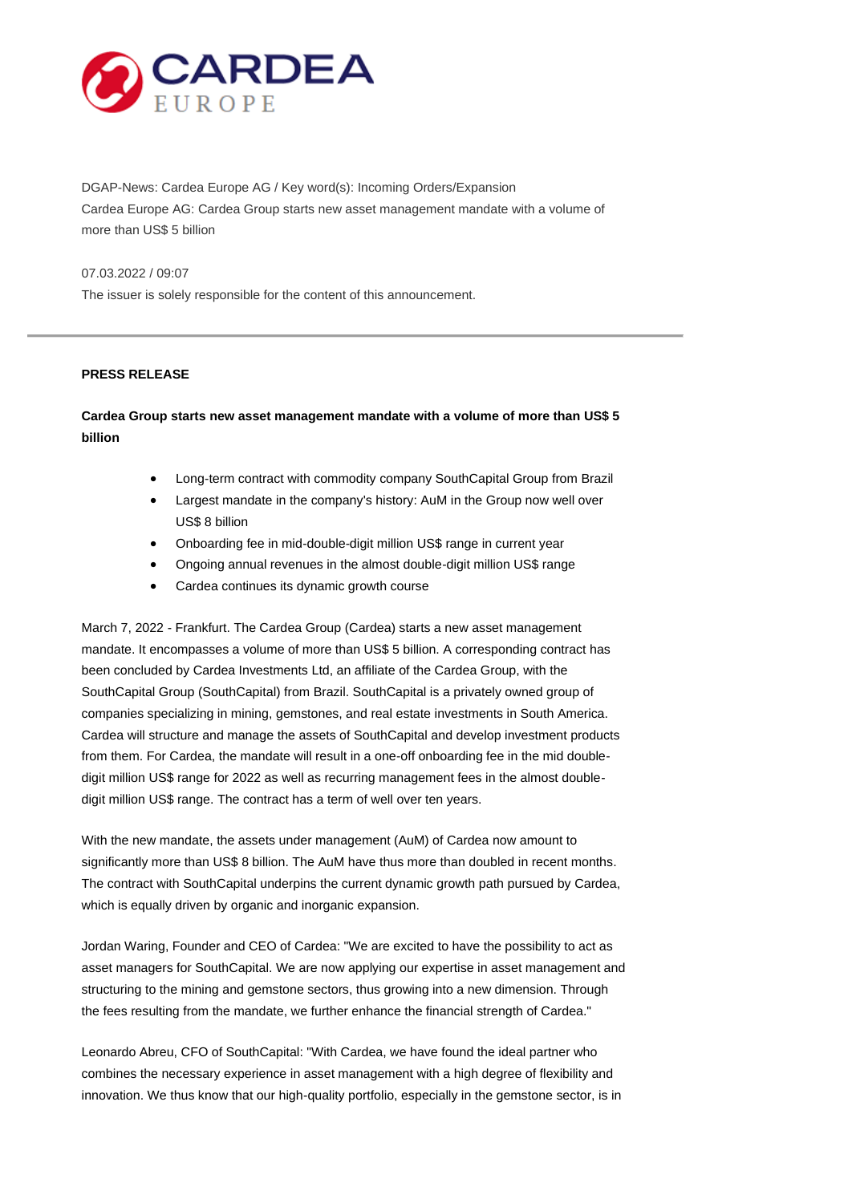DGAP-News: Cardea Europe AG / Key word(s): Incoming Orders/Expansion
Cardea Europe AG: Cardea Group starts new asset management mandate with a volume of more than US$ 5 billion

07.03.2022 / 09:07
The issuer is solely responsible for the content of this announcement.

---

**PRESS RELEASE**

**Cardea Group starts new asset management mandate with a volume of more than US$ 5 billion**

- Long-term contract with commodity company SouthCapital Group from Brazil
- Largest mandate in the company's history: AuM in the Group now well over US$ 8 billion
- Onboarding fee in mid-double-digit million US$ range in current year
- Ongoing annual revenues in the almost double-digit million US$ range
- Cardea continues its dynamic growth course

March 7, 2022 - Frankfurt. The Cardea Group (Cardea) starts a new asset management mandate. It encompasses a volume of more than US$ 5 billion. A corresponding contract has been concluded by Cardea Investments Ltd, an affiliate of the Cardea Group, with the SouthCapital Group (SouthCapital) from Brazil. SouthCapital is a privately owned group of companies specializing in mining, gemstones, and real estate investments in South America. Cardea will structure and manage the assets of SouthCapital and develop investment products from them. For Cardea, the mandate will result in a one-off onboarding fee in the mid double-digit million US$ range for 2022 as well as recurring management fees in the almost double-digit million US$ range. The contract has a term of well over ten years.

With the new mandate, the assets under management (AuM) of Cardea now amount to significantly more than US$ 8 billion. The AuM have thus more than doubled in recent months. The contract with SouthCapital underpins the current dynamic growth path pursued by Cardea, which is equally driven by organic and inorganic expansion.

Jordan Waring, Founder and CEO of Cardea: "We are excited to have the possibility to act as asset managers for SouthCapital. We are now applying our expertise in asset management and structuring to the mining and gemstone sectors, thus growing into a new dimension. Through the fees resulting from the mandate, we further enhance the financial strength of Cardea."

Leonardo Abreu, CFO of SouthCapital: "With Cardea, we have found the ideal partner who combines the necessary experience in asset management with a high degree of flexibility and innovation. We thus know that our high-quality portfolio, especially in the gemstone sector, is in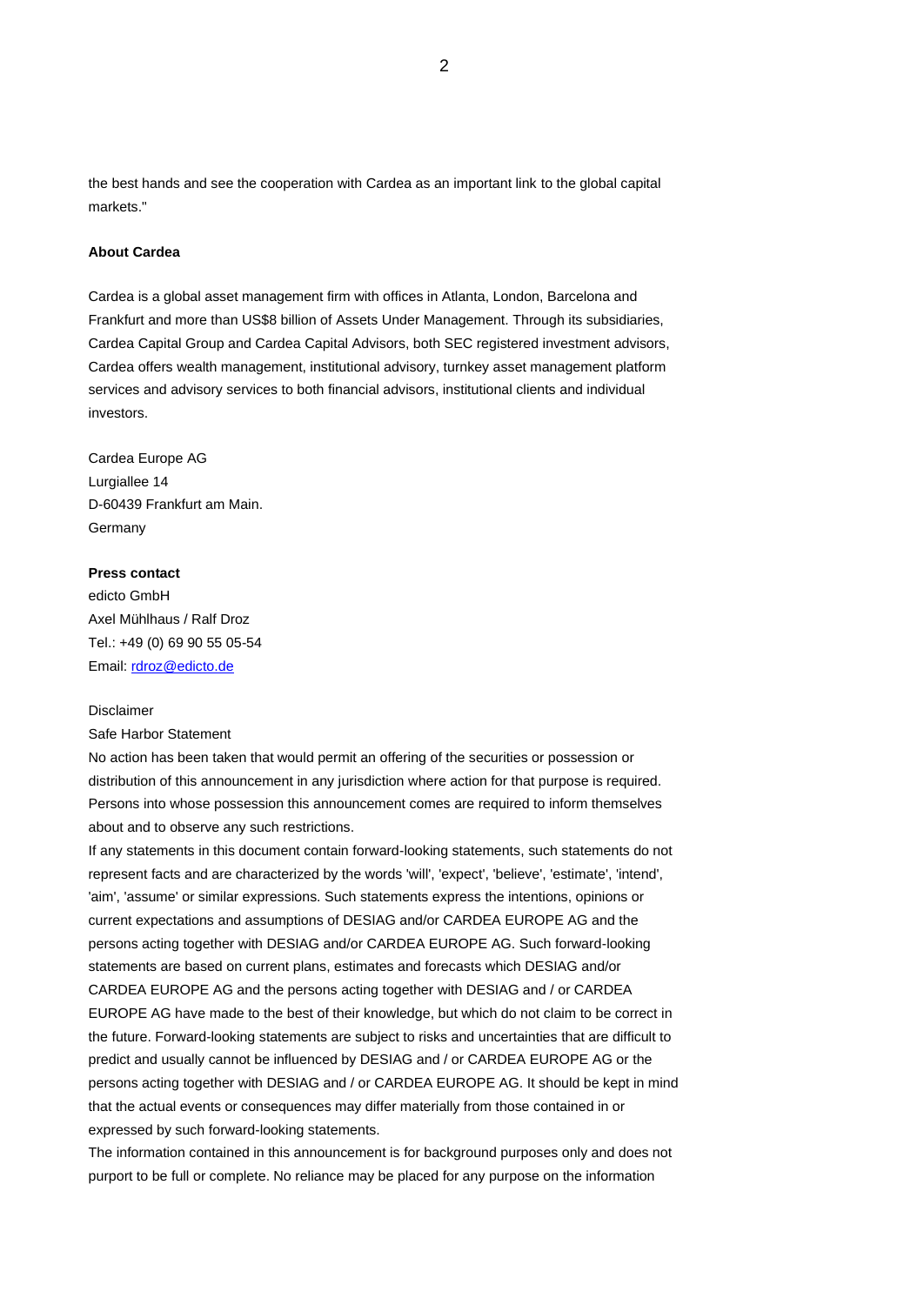the best hands and see the cooperation with Cardea as an important link to the global capital markets."

**About Cardea**

Cardea is a global asset management firm with offices in Atlanta, London, Barcelona and Frankfurt and more than US$8 billion of Assets Under Management. Through its subsidiaries, Cardea Capital Group and Cardea Capital Advisors, both SEC registered investment advisors, Cardea offers wealth management, institutional advisory, turnkey asset management platform services and advisory services to both financial advisors, institutional clients and individual investors.

Cardea Europe AG
Lurgiallee 14
D-60439 Frankfurt am Main.
Germany

**Press contact**
edicto GmbH
Axel Mühlhaus / Ralf Droz
Tel.: +49 (0) 69 90 55 05-54
Email: rdroz@edicto.de

Disclaimer
Safe Harbor Statement
No action has been taken that would permit an offering of the securities or possession or distribution of this announcement in any jurisdiction where action for that purpose is required. Persons into whose possession this announcement comes are required to inform themselves about and to observe any such restrictions.
If any statements in this document contain forward-looking statements, such statements do not represent facts and are characterized by the words 'will', 'expect', 'believe', 'estimate', 'intend', 'aim', 'assume' or similar expressions. Such statements express the intentions, opinions or current expectations and assumptions of DESIAG and/or CARDEA EUROPE AG and the persons acting together with DESIAG and/or CARDEA EUROPE AG. Such forward-looking statements are based on current plans, estimates and forecasts which DESIAG and/or CARDEA EUROPE AG and the persons acting together with DESIAG and / or CARDEA EUROPE AG have made to the best of their knowledge, but which do not claim to be correct in the future. Forward-looking statements are subject to risks and uncertainties that are difficult to predict and usually cannot be influenced by DESIAG and / or CARDEA EUROPE AG or the persons acting together with DESIAG and / or CARDEA EUROPE AG. It should be kept in mind that the actual events or consequences may differ materially from those contained in or expressed by such forward-looking statements.
The information contained in this announcement is for background purposes only and does not purport to be full or complete. No reliance may be placed for any purpose on the information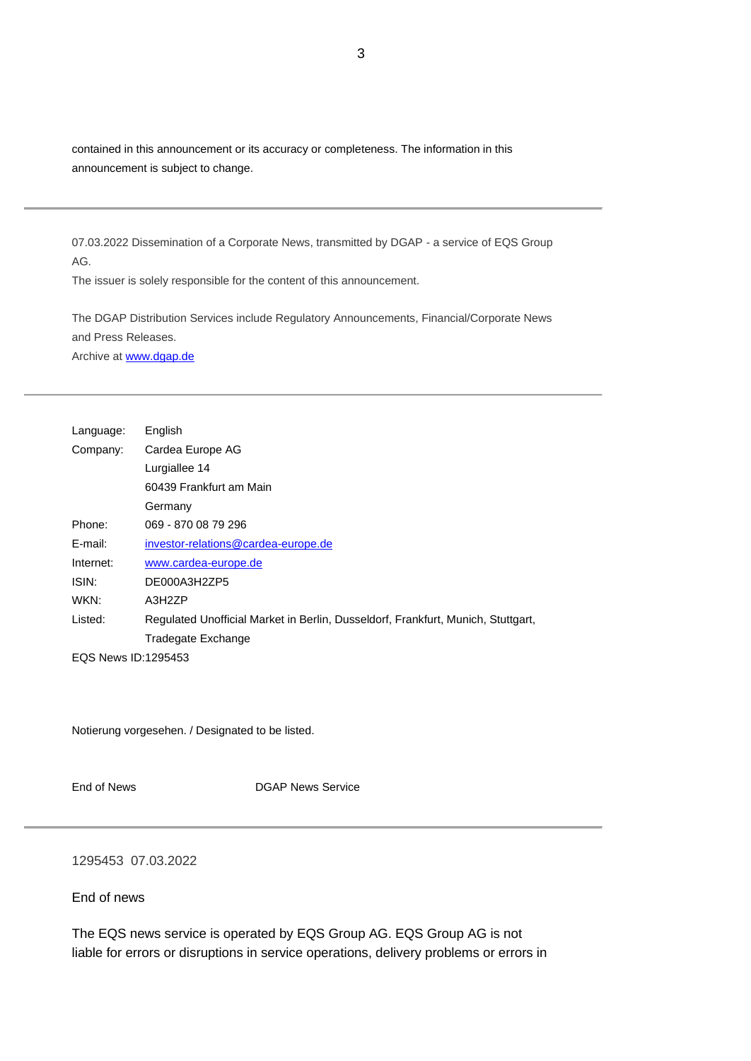contained in this announcement or its accuracy or completeness. The information in this announcement is subject to change.

---

07.03.2022 Dissemination of a Corporate News, transmitted by DGAP - a service of EQS Group AG.
The issuer is solely responsible for the content of this announcement.

The DGAP Distribution Services include Regulatory Announcements, Financial/Corporate News and Press Releases.
Archive at www.dgap.de

---

| | |
|---|---|
| Language: | English |
| Company: | Cardea Europe AG |
| | Lurgiallee 14 |
| | 60439 Frankfurt am Main |
| | Germany |
| Phone: | 069 - 870 08 79 296 |
| E-mail: | investor-relations@cardea-europe.de |
| Internet: | www.cardea-europe.de |
| ISIN: | DE000A3H2ZP5 |
| WKN: | A3H2ZP |
| Listed: | Regulated Unofficial Market in Berlin, Dusseldorf, Frankfurt, Munich, Stuttgart, Tradegate Exchange |

EQS News ID:1295453

Notierung vorgesehen. / Designated to be listed.

End of News DGAP News Service

---

1295453 07.03.2022

End of news

The EQS news service is operated by EQS Group AG. EQS Group AG is not liable for errors or disruptions in service operations, delivery problems or errors in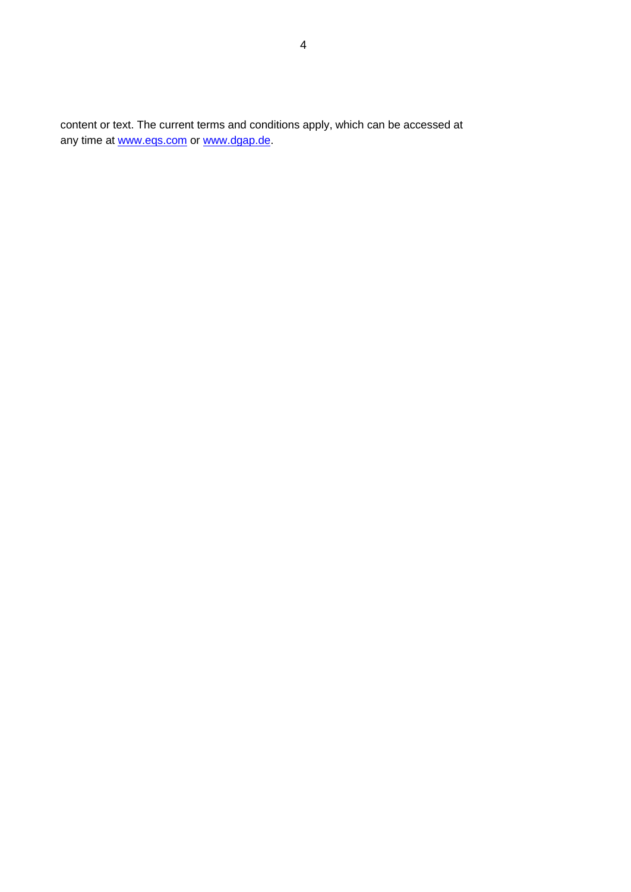content or text. The current terms and conditions apply, which can be accessed at any time at www.eqs.com or www.dgap.de.